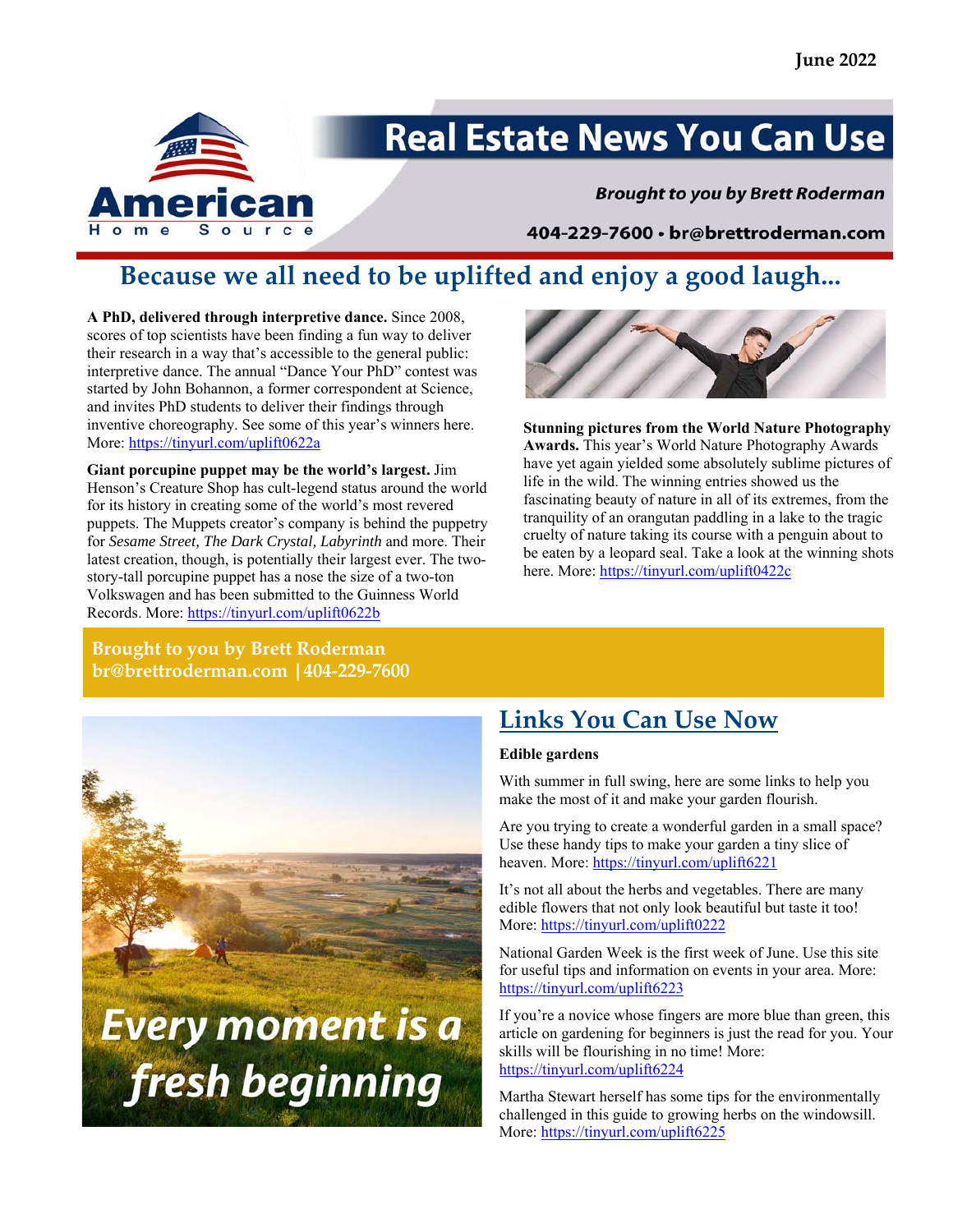June 2022

# Real Estate News You Can Use

*Brought to you by Brett Roderman*

404-229-7600 • br@brettroderman.com

## Because we all need to be uplifted and enjoy a good laugh...

**A PhD, delivered through interpretive dance.** Since 2008, scores of top scientists have been finding a fun way to deliver their research in a way that's accessible to the general public: interpretive dance. The annual "Dance Your PhD" contest was started by John Bohannon, a former correspondent at Science, and invites PhD students to deliver their findings through inventive choreography. See some of this year's winners here. More: https://tinyurl.com/uplift0622a

**Giant porcupine puppet may be the world's largest.** Jim Henson's Creature Shop has cult-legend status around the world for its history in creating some of the world's most revered puppets. The Muppets creator's company is behind the puppetry for *Sesame Street, The Dark Crystal, Labyrinth* and more. Their latest creation, though, is potentially their largest ever. The two-story-tall porcupine puppet has a nose the size of a two-ton Volkswagen and has been submitted to the Guinness World Records. More: https://tinyurl.com/uplift0622b

**Stunning pictures from the World Nature Photography Awards.** This year's World Nature Photography Awards have yet again yielded some absolutely sublime pictures of life in the wild. The winning entries showed us the fascinating beauty of nature in all of its extremes, from the tranquility of an orangutan paddling in a lake to the tragic cruelty of nature taking its course with a penguin about to be eaten by a leopard seal. Take a look at the winning shots here. More: https://tinyurl.com/uplift0422c

**Brought to you by Brett Roderman**
**br@brettroderman.com |404-229-7600**

*Every moment is a fresh beginning*

## Links You Can Use Now

**Edible gardens**

With summer in full swing, here are some links to help you make the most of it and make your garden flourish.

Are you trying to create a wonderful garden in a small space? Use these handy tips to make your garden a tiny slice of heaven. More: https://tinyurl.com/uplift6221

It's not all about the herbs and vegetables. There are many edible flowers that not only look beautiful but taste it too! More: https://tinyurl.com/uplift0222

National Garden Week is the first week of June. Use this site for useful tips and information on events in your area. More: https://tinyurl.com/uplift6223

If you're a novice whose fingers are more blue than green, this article on gardening for beginners is just the read for you. Your skills will be flourishing in no time! More: https://tinyurl.com/uplift6224

Martha Stewart herself has some tips for the environmentally challenged in this guide to growing herbs on the windowsill. More: https://tinyurl.com/uplift6225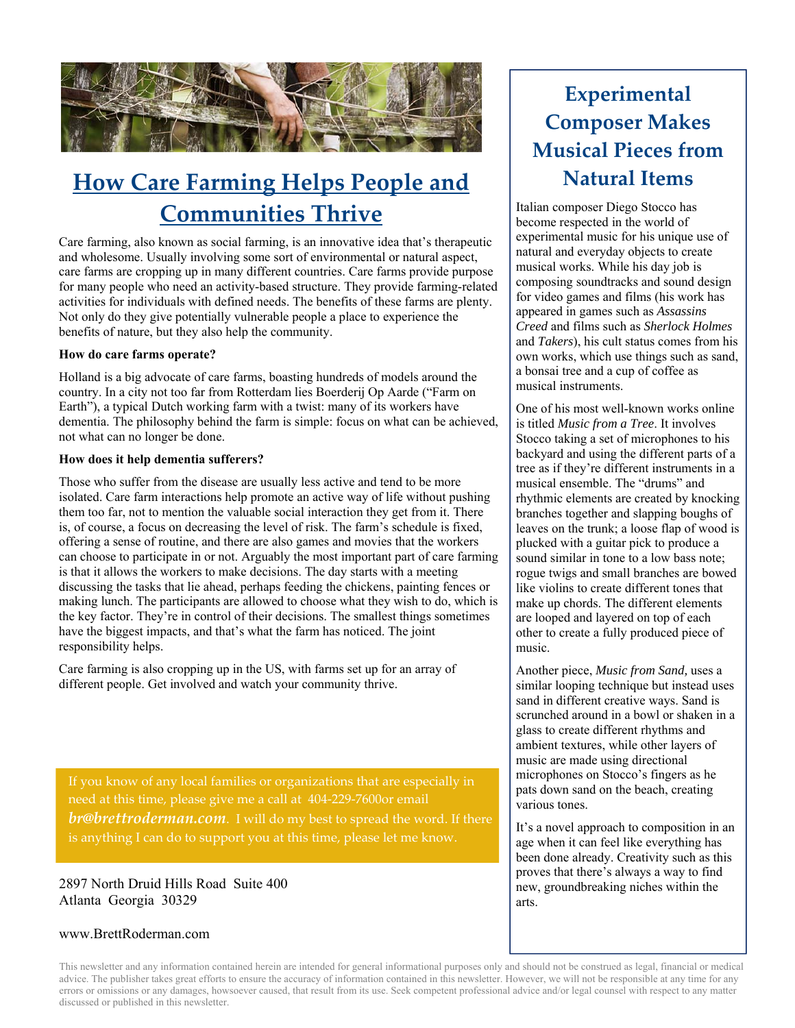# How Care Farming Helps People and Communities Thrive

Care farming, also known as social farming, is an innovative idea that's therapeutic and wholesome. Usually involving some sort of environmental or natural aspect, care farms are cropping up in many different countries. Care farms provide purpose for many people who need an activity-based structure. They provide farming-related activities for individuals with defined needs. The benefits of these farms are plenty. Not only do they give potentially vulnerable people a place to experience the benefits of nature, but they also help the community.

**How do care farms operate?**

Holland is a big advocate of care farms, boasting hundreds of models around the country. In a city not too far from Rotterdam lies Boerderij Op Aarde ("Farm on Earth"), a typical Dutch working farm with a twist: many of its workers have dementia. The philosophy behind the farm is simple: focus on what can be achieved, not what can no longer be done.

**How does it help dementia sufferers?**

Those who suffer from the disease are usually less active and tend to be more isolated. Care farm interactions help promote an active way of life without pushing them too far, not to mention the valuable social interaction they get from it. There is, of course, a focus on decreasing the level of risk. The farm's schedule is fixed, offering a sense of routine, and there are also games and movies that the workers can choose to participate in or not. Arguably the most important part of care farming is that it allows the workers to make decisions. The day starts with a meeting discussing the tasks that lie ahead, perhaps feeding the chickens, painting fences or making lunch. The participants are allowed to choose what they wish to do, which is the key factor. They're in control of their decisions. The smallest things sometimes have the biggest impacts, and that's what the farm has noticed. The joint responsibility helps.

Care farming is also cropping up in the US, with farms set up for an array of different people. Get involved and watch your community thrive.

If you know of any local families or organizations that are especially in need at this time, please give me a call at 404-229-7600or email ***br@brettroderman.com***. I will do my best to spread the word. If there is anything I can do to support you at this time, please let me know.

2897 North Druid Hills Road Suite 400
Atlanta Georgia 30329

www.BrettRoderman.com

## Experimental Composer Makes Musical Pieces from Natural Items

Italian composer Diego Stocco has become respected in the world of experimental music for his unique use of natural and everyday objects to create musical works. While his day job is composing soundtracks and sound design for video games and films (his work has appeared in games such as *Assassins Creed* and films such as *Sherlock Holmes* and *Takers*), his cult status comes from his own works, which use things such as sand, a bonsai tree and a cup of coffee as musical instruments.

One of his most well-known works online is titled *Music from a Tree*. It involves Stocco taking a set of microphones to his backyard and using the different parts of a tree as if they're different instruments in a musical ensemble. The "drums" and rhythmic elements are created by knocking branches together and slapping boughs of leaves on the trunk; a loose flap of wood is plucked with a guitar pick to produce a sound similar in tone to a low bass note; rogue twigs and small branches are bowed like violins to create different tones that make up chords. The different elements are looped and layered on top of each other to create a fully produced piece of music.

Another piece, *Music from Sand,* uses a similar looping technique but instead uses sand in different creative ways. Sand is scrunched around in a bowl or shaken in a glass to create different rhythms and ambient textures, while other layers of music are made using directional microphones on Stocco's fingers as he pats down sand on the beach, creating various tones.

It's a novel approach to composition in an age when it can feel like everything has been done already. Creativity such as this proves that there's always a way to find new, groundbreaking niches within the arts.

This newsletter and any information contained herein are intended for general informational purposes only and should not be construed as legal, financial or medical advice. The publisher takes great efforts to ensure the accuracy of information contained in this newsletter. However, we will not be responsible at any time for any errors or omissions or any damages, howsoever caused, that result from its use. Seek competent professional advice and/or legal counsel with respect to any matter discussed or published in this newsletter.